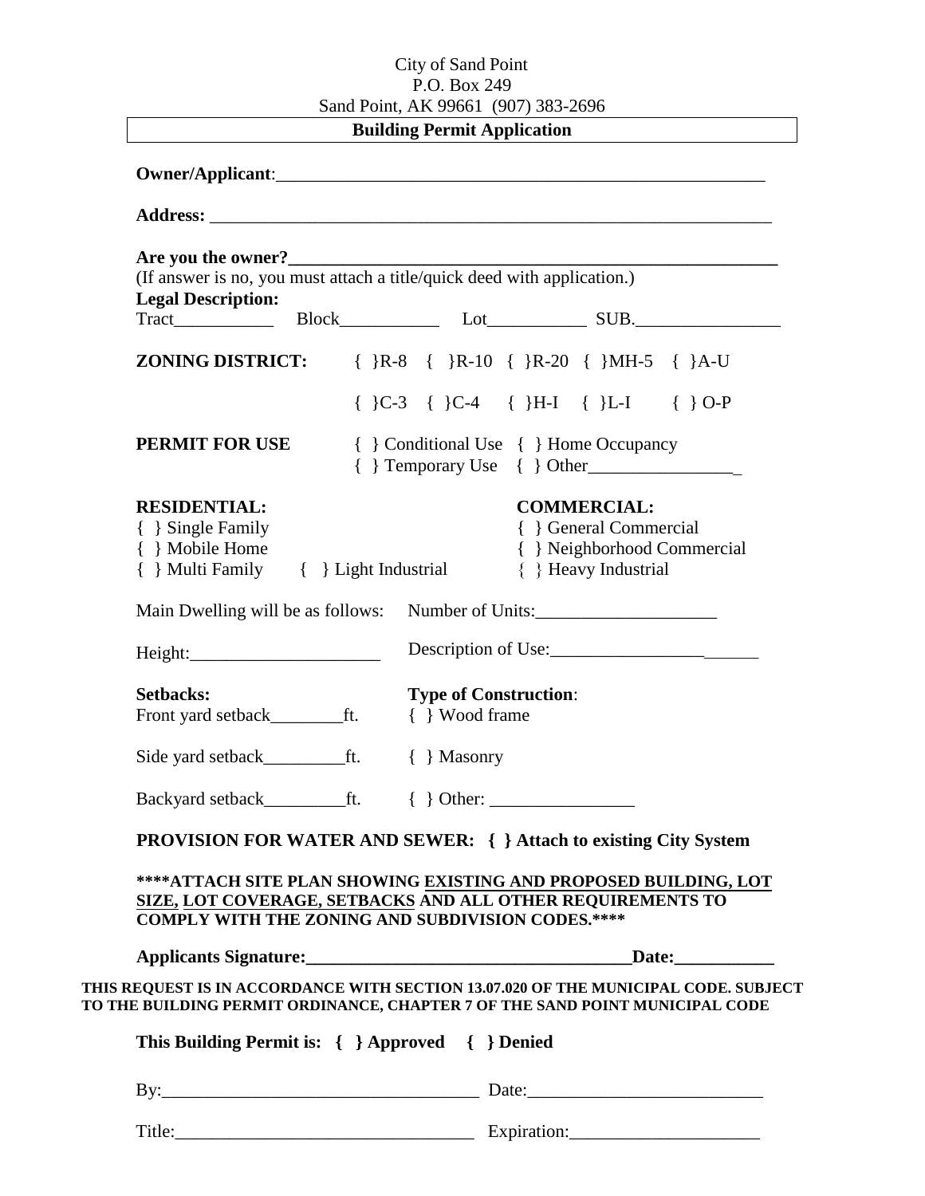City of Sand Point
P.O. Box 249
Sand Point, AK 99661 (907) 383-2696

## Building Permit Application

**Owner/Applicant**:_______________________________________________________

**Address:** ______________________________________________________________

**Are you the owner?**_____________________________________________________

(If answer is no, you must attach a title/quick deed with application.)

**Legal Description:**

Tract___________ Block___________ Lot___________ SUB.________________

**ZONING DISTRICT:** { }R-8 { }R-10 { }R-20 { }MH-5 { }A-U

{ }C-3 { }C-4 { }H-I { }L-I { } O-P

**PERMIT FOR USE** { } Conditional Use { } Home Occupancy
{ } Temporary Use { } Other_________________

**RESIDENTIAL:**
{ } Single Family
{ } Mobile Home
{ } Multi Family { } Light Industrial

**COMMERCIAL:**
{ } General Commercial
{ } Neighborhood Commercial
{ } Heavy Industrial

Main Dwelling will be as follows: Number of Units:____________________

Height:_____________________ Description of Use:_______________________

**Setbacks:**
Front yard setback________ft.
Side yard setback_________ft.
Backyard setback_________ft.

**Type of Construction**:
{ } Wood frame
{ } Masonry
{ } Other: ________________

**PROVISION FOR WATER AND SEWER: { } Attach to existing City System**

**\*\*\*\*ATTACH SITE PLAN SHOWING <u>EXISTING AND PROPOSED BUILDING, LOT SIZE,</u> <u>LOT COVERAGE, SETBACKS</u> AND ALL OTHER REQUIREMENTS TO COMPLY WITH THE ZONING AND SUBDIVISION CODES.\*\*\*\***

**Applicants Signature:_____________________________________Date:___________**

**THIS REQUEST IS IN ACCORDANCE WITH SECTION 13.07.020 OF THE MUNICIPAL CODE. SUBJECT TO THE BUILDING PERMIT ORDINANCE, CHAPTER 7 OF THE SAND POINT MUNICIPAL CODE**

**This Building Permit is: { } Approved { } Denied**

By:__________________________________ Date:__________________________

Title:_________________________________ Expiration:_____________________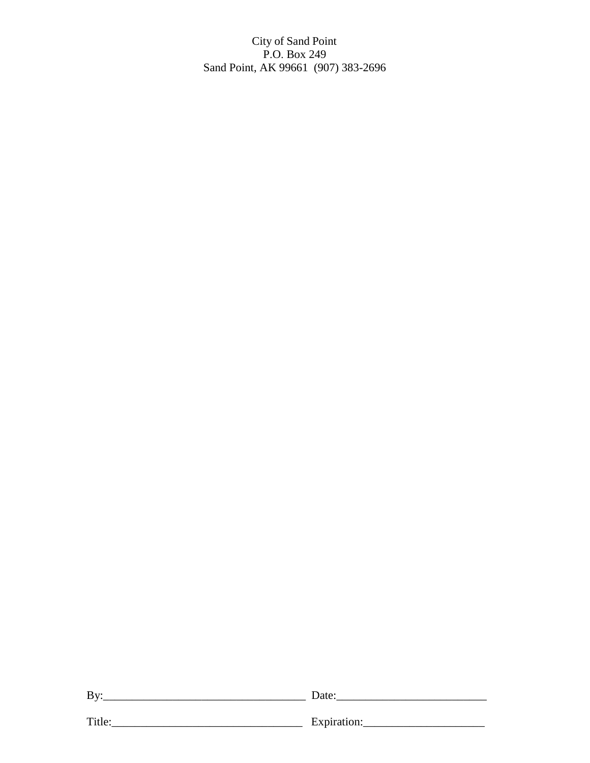City of Sand Point
P.O. Box 249
Sand Point, AK 99661  (907) 383-2696

By:___________________________________ Date:__________________________

Title:_________________________________ Expiration:_____________________